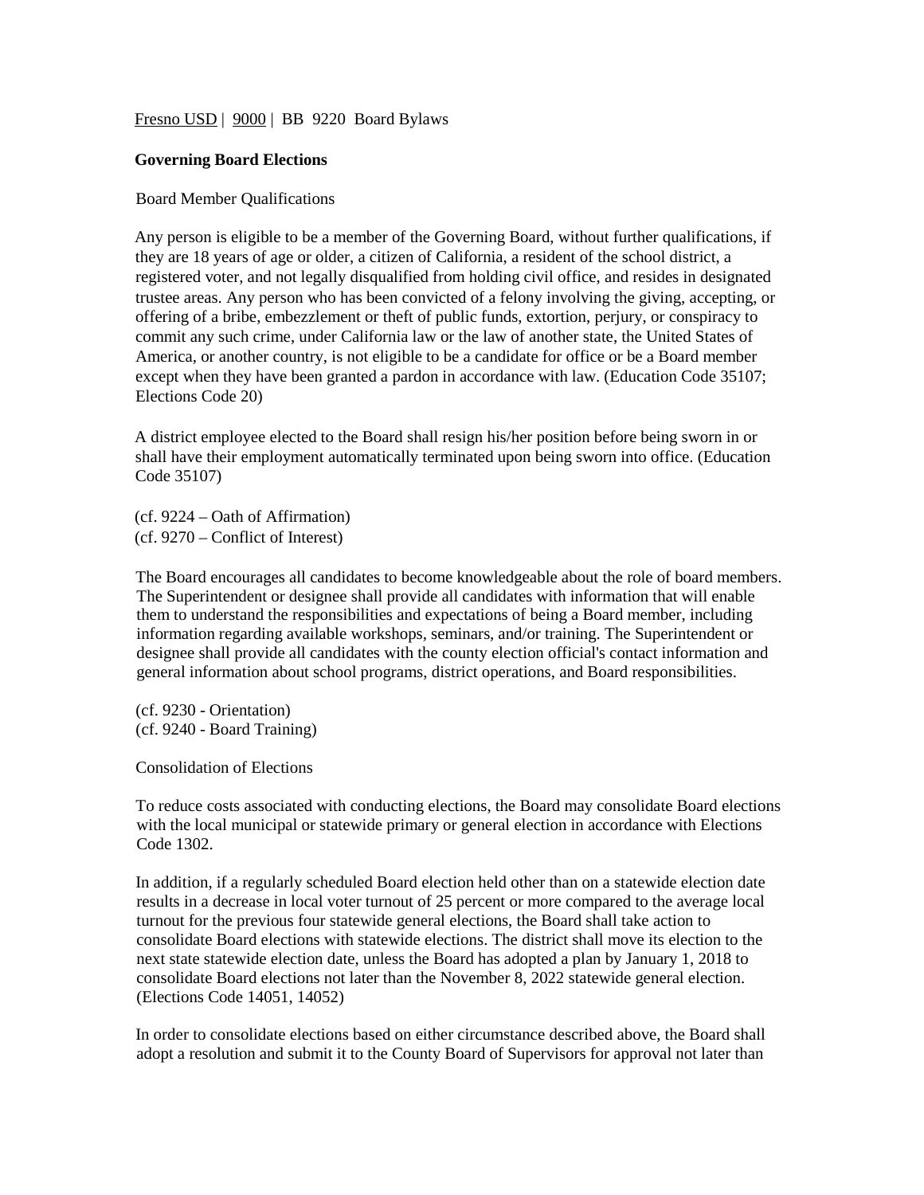Fresno USD | 9000 | BB 9220 Board Bylaws

## Governing Board Elections

### Board Member Qualifications

Any person is eligible to be a member of the Governing Board, without further qualifications, if they are 18 years of age or older, a citizen of California, a resident of the school district, a registered voter, and not legally disqualified from holding civil office, and resides in designated trustee areas. Any person who has been convicted of a felony involving the giving, accepting, or offering of a bribe, embezzlement or theft of public funds, extortion, perjury, or conspiracy to commit any such crime, under California law or the law of another state, the United States of America, or another country, is not eligible to be a candidate for office or be a Board member except when they have been granted a pardon in accordance with law. (Education Code 35107; Elections Code 20)

A district employee elected to the Board shall resign his/her position before being sworn in or shall have their employment automatically terminated upon being sworn into office. (Education Code 35107)

(cf. 9224 – Oath of Affirmation)
(cf. 9270 – Conflict of Interest)

The Board encourages all candidates to become knowledgeable about the role of board members. The Superintendent or designee shall provide all candidates with information that will enable them to understand the responsibilities and expectations of being a Board member, including information regarding available workshops, seminars, and/or training. The Superintendent or designee shall provide all candidates with the county election official's contact information and general information about school programs, district operations, and Board responsibilities.

(cf. 9230 - Orientation)
(cf. 9240 - Board Training)

### Consolidation of Elections

To reduce costs associated with conducting elections, the Board may consolidate Board elections with the local municipal or statewide primary or general election in accordance with Elections Code 1302.

In addition, if a regularly scheduled Board election held other than on a statewide election date results in a decrease in local voter turnout of 25 percent or more compared to the average local turnout for the previous four statewide general elections, the Board shall take action to consolidate Board elections with statewide elections. The district shall move its election to the next state statewide election date, unless the Board has adopted a plan by January 1, 2018 to consolidate Board elections not later than the November 8, 2022 statewide general election. (Elections Code 14051, 14052)

In order to consolidate elections based on either circumstance described above, the Board shall adopt a resolution and submit it to the County Board of Supervisors for approval not later than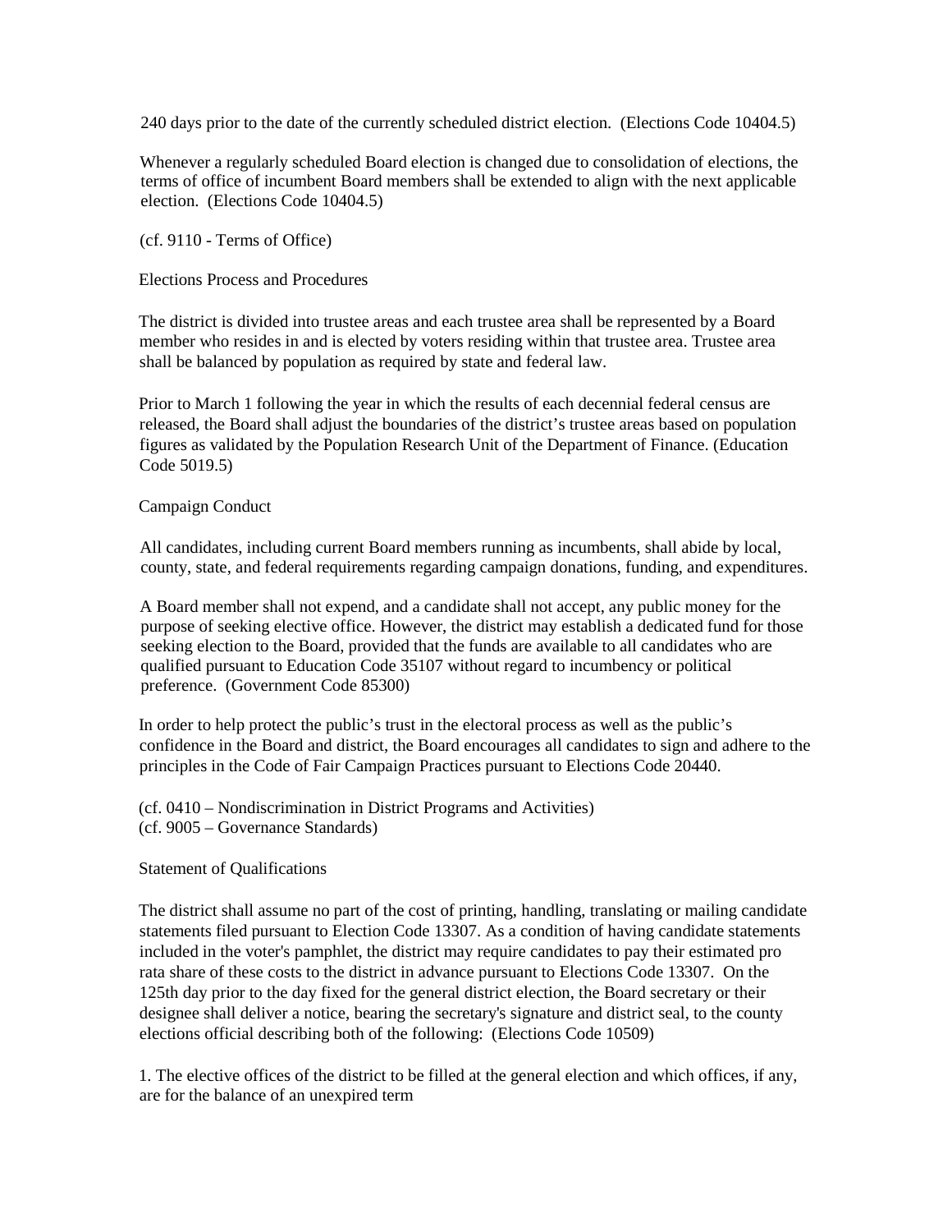240 days prior to the date of the currently scheduled district election. (Elections Code 10404.5)

Whenever a regularly scheduled Board election is changed due to consolidation of elections, the terms of office of incumbent Board members shall be extended to align with the next applicable election. (Elections Code 10404.5)

(cf. 9110 - Terms of Office)

## Elections Process and Procedures

The district is divided into trustee areas and each trustee area shall be represented by a Board member who resides in and is elected by voters residing within that trustee area. Trustee area shall be balanced by population as required by state and federal law.

Prior to March 1 following the year in which the results of each decennial federal census are released, the Board shall adjust the boundaries of the district's trustee areas based on population figures as validated by the Population Research Unit of the Department of Finance. (Education Code 5019.5)

## Campaign Conduct

All candidates, including current Board members running as incumbents, shall abide by local, county, state, and federal requirements regarding campaign donations, funding, and expenditures.

A Board member shall not expend, and a candidate shall not accept, any public money for the purpose of seeking elective office. However, the district may establish a dedicated fund for those seeking election to the Board, provided that the funds are available to all candidates who are qualified pursuant to Education Code 35107 without regard to incumbency or political preference. (Government Code 85300)

In order to help protect the public's trust in the electoral process as well as the public's confidence in the Board and district, the Board encourages all candidates to sign and adhere to the principles in the Code of Fair Campaign Practices pursuant to Elections Code 20440.

(cf. 0410 – Nondiscrimination in District Programs and Activities)
(cf. 9005 – Governance Standards)

## Statement of Qualifications

The district shall assume no part of the cost of printing, handling, translating or mailing candidate statements filed pursuant to Election Code 13307. As a condition of having candidate statements included in the voter's pamphlet, the district may require candidates to pay their estimated pro rata share of these costs to the district in advance pursuant to Elections Code 13307. On the 125th day prior to the day fixed for the general district election, the Board secretary or their designee shall deliver a notice, bearing the secretary's signature and district seal, to the county elections official describing both of the following: (Elections Code 10509)

1. The elective offices of the district to be filled at the general election and which offices, if any, are for the balance of an unexpired term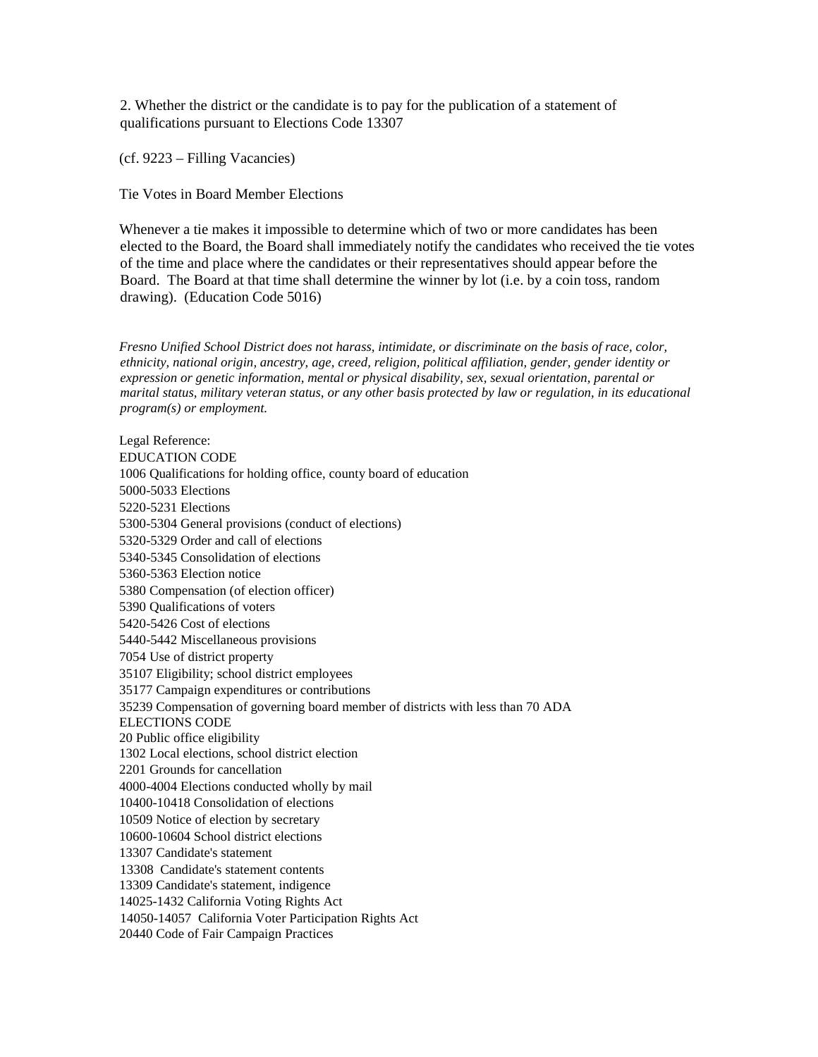2. Whether the district or the candidate is to pay for the publication of a statement of qualifications pursuant to Elections Code 13307

(cf. 9223 – Filling Vacancies)

Tie Votes in Board Member Elections

Whenever a tie makes it impossible to determine which of two or more candidates has been elected to the Board, the Board shall immediately notify the candidates who received the tie votes of the time and place where the candidates or their representatives should appear before the Board. The Board at that time shall determine the winner by lot (i.e. by a coin toss, random drawing). (Education Code 5016)

*Fresno Unified School District does not harass, intimidate, or discriminate on the basis of race, color, ethnicity, national origin, ancestry, age, creed, religion, political affiliation, gender, gender identity or expression or genetic information, mental or physical disability, sex, sexual orientation, parental or marital status, military veteran status, or any other basis protected by law or regulation, in its educational program(s) or employment.*

Legal Reference:
EDUCATION CODE
1006 Qualifications for holding office, county board of education
5000-5033 Elections
5220-5231 Elections
5300-5304 General provisions (conduct of elections)
5320-5329 Order and call of elections
5340-5345 Consolidation of elections
5360-5363 Election notice
5380 Compensation (of election officer)
5390 Qualifications of voters
5420-5426 Cost of elections
5440-5442 Miscellaneous provisions
7054 Use of district property
35107 Eligibility; school district employees
35177 Campaign expenditures or contributions
35239 Compensation of governing board member of districts with less than 70 ADA
ELECTIONS CODE
20 Public office eligibility
1302 Local elections, school district election
2201 Grounds for cancellation
4000-4004 Elections conducted wholly by mail
10400-10418 Consolidation of elections
10509 Notice of election by secretary
10600-10604 School district elections
13307 Candidate's statement
13308 Candidate's statement contents
13309 Candidate's statement, indigence
14025-1432 California Voting Rights Act
14050-14057 California Voter Participation Rights Act
20440 Code of Fair Campaign Practices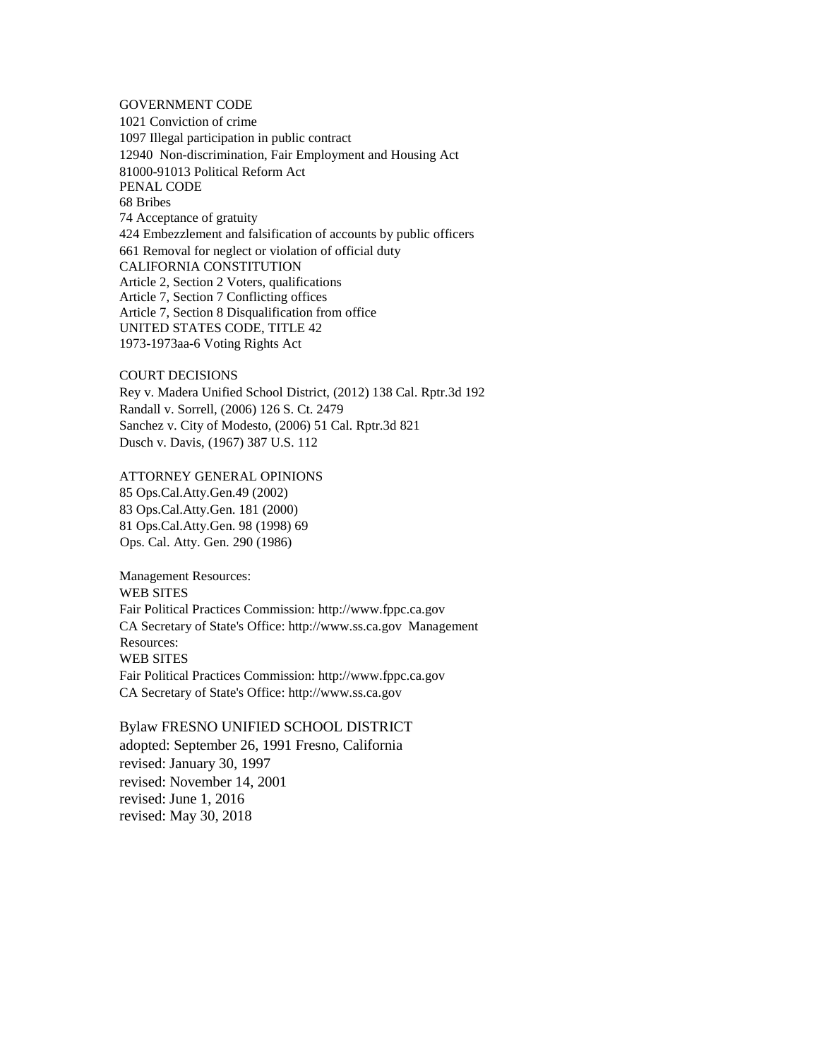GOVERNMENT CODE
1021 Conviction of crime
1097 Illegal participation in public contract
12940 Non-discrimination, Fair Employment and Housing Act
81000-91013 Political Reform Act

PENAL CODE
68 Bribes
74 Acceptance of gratuity
424 Embezzlement and falsification of accounts by public officers
661 Removal for neglect or violation of official duty

CALIFORNIA CONSTITUTION
Article 2, Section 2 Voters, qualifications
Article 7, Section 7 Conflicting offices
Article 7, Section 8 Disqualification from office

UNITED STATES CODE, TITLE 42
1973-1973aa-6 Voting Rights Act

COURT DECISIONS
Rey v. Madera Unified School District, (2012) 138 Cal. Rptr.3d 192
Randall v. Sorrell, (2006) 126 S. Ct. 2479
Sanchez v. City of Modesto, (2006) 51 Cal. Rptr.3d 821
Dusch v. Davis, (1967) 387 U.S. 112

ATTORNEY GENERAL OPINIONS
85 Ops.Cal.Atty.Gen.49 (2002)
83 Ops.Cal.Atty.Gen. 181 (2000)
81 Ops.Cal.Atty.Gen. 98 (1998) 69
Ops. Cal. Atty. Gen. 290 (1986)

Management Resources:
WEB SITES
Fair Political Practices Commission: http://www.fppc.ca.gov
CA Secretary of State's Office: http://www.ss.ca.gov Management Resources:
WEB SITES
Fair Political Practices Commission: http://www.fppc.ca.gov
CA Secretary of State's Office: http://www.ss.ca.gov

Bylaw FRESNO UNIFIED SCHOOL DISTRICT
adopted: September 26, 1991 Fresno, California
revised: January 30, 1997
revised: November 14, 2001
revised: June 1, 2016
revised: May 30, 2018